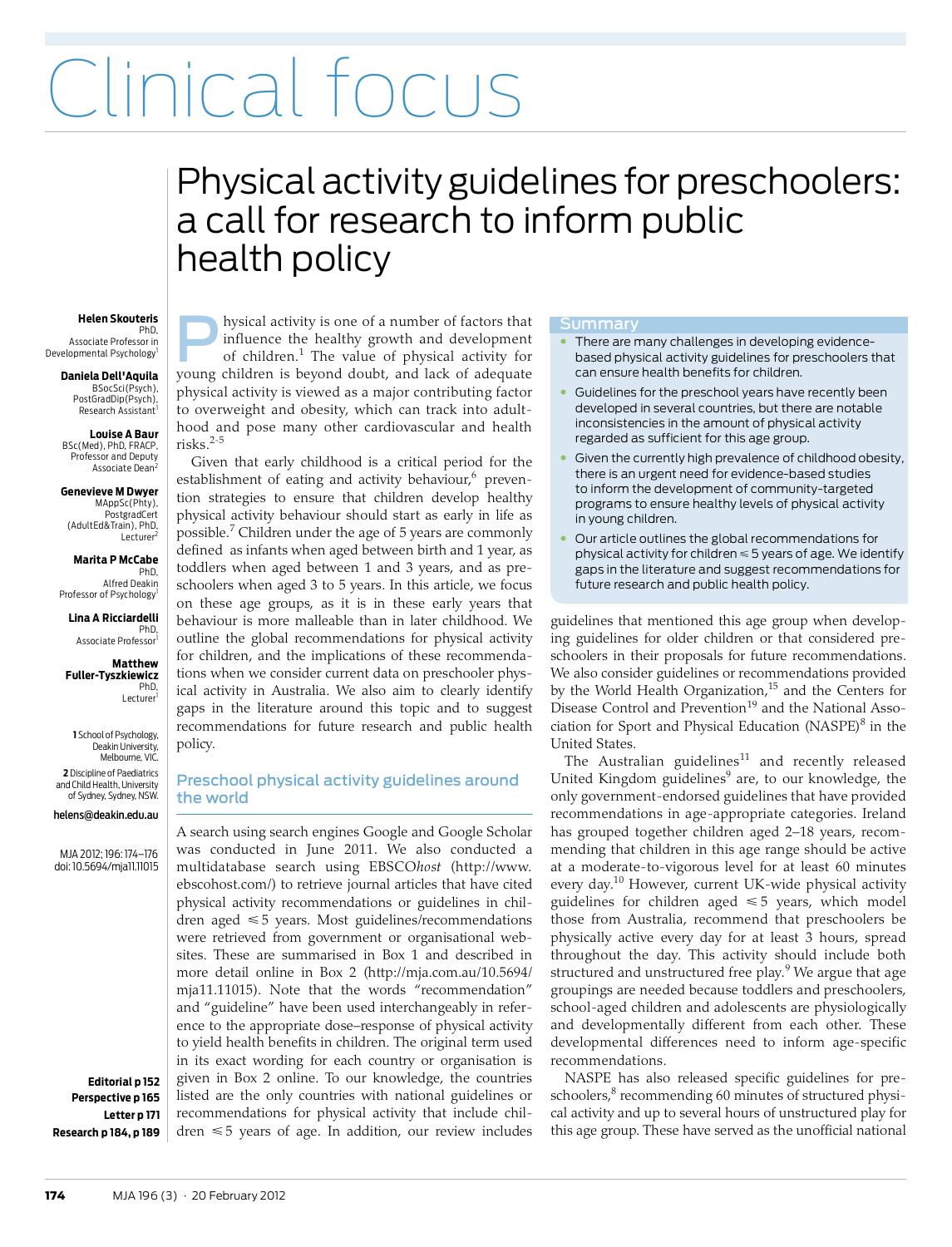# Clinical focus

## Physical activity guidelines for preschoolers: a call for research to inform public health policy

**Helen Skouteris** PhD, Associate Professor in Developmental Psychology[1]

**Daniela Dell'Aquila** BSocSci(Psych), PostGradDip(Psych), Research Assistant[1]

**Louise A Baur** BSc(Med), PhD, FRACP, Professor and Deputy Associate Dean[2]

**Genevieve M Dwyer** MAppSc(Phty), PostgradCert (AdultEd&Train), PhD, Lecturer[2]

**Marita P McCabe** PhD, Alfred Deakin Professor of Psychology[1]

**Lina A Ricciardelli** PhD, Associate Professor[1]

**Matthew Fuller-Tyszkiewicz** PhD, Lecturer[1]

**1** School of Psychology, Deakin University, Melbourne, VIC.

**2** Discipline of Paediatrics and Child Health, University of Sydney, Sydney, NSW.

helens@deakin.edu.au

MJA 2012; 196: 174–176
doi: 10.5694/mja11.11015

**Editorial p 152**
**Perspective p 165**
**Letter p 171**
**Research p 184, p 189**

### Summary

- There are many challenges in developing evidence-based physical activity guidelines for preschoolers that can ensure health benefits for children.
- Guidelines for the preschool years have recently been developed in several countries, but there are notable inconsistencies in the amount of physical activity regarded as sufficient for this age group.
- Given the currently high prevalence of childhood obesity, there is an urgent need for evidence-based studies to inform the development of community-targeted programs to ensure healthy levels of physical activity in young children.
- Our article outlines the global recommendations for physical activity for children ≤ 5 years of age. We identify gaps in the literature and suggest recommendations for future research and public health policy.

Physical activity is one of a number of factors that influence the healthy growth and development of children.[1] The value of physical activity for young children is beyond doubt, and lack of adequate physical activity is viewed as a major contributing factor to overweight and obesity, which can track into adulthood and pose many other cardiovascular and health risks.[2-5]

Given that early childhood is a critical period for the establishment of eating and activity behaviour,[6] prevention strategies to ensure that children develop healthy physical activity behaviour should start as early in life as possible.[7] Children under the age of 5 years are commonly defined as infants when aged between birth and 1 year, as toddlers when aged between 1 and 3 years, and as preschoolers when aged 3 to 5 years. In this article, we focus on these age groups, as it is in these early years that behaviour is more malleable than in later childhood. We outline the global recommendations for physical activity for children, and the implications of these recommendations when we consider current data on preschooler physical activity in Australia. We also aim to clearly identify gaps in the literature around this topic and to suggest recommendations for future research and public health policy.

### Preschool physical activity guidelines around the world

A search using search engines Google and Google Scholar was conducted in June 2011. We also conducted a multidatabase search using EBSCO*host* (http://www.ebscohost.com/) to retrieve journal articles that have cited physical activity recommendations or guidelines in children aged ≤ 5 years. Most guidelines/recommendations were retrieved from government or organisational websites. These are summarised in Box 1 and described in more detail online in Box 2 (http://mja.com.au/10.5694/mja11.11015). Note that the words "recommendation" and "guideline" have been used interchangeably in reference to the appropriate dose–response of physical activity to yield health benefits in children. The original term used in its exact wording for each country or organisation is given in Box 2 online. To our knowledge, the countries listed are the only countries with national guidelines or recommendations for physical activity that include children ≤ 5 years of age. In addition, our review includes guidelines that mentioned this age group when developing guidelines for older children or that considered preschoolers in their proposals for future recommendations. We also consider guidelines or recommendations provided by the World Health Organization,[15] and the Centers for Disease Control and Prevention[19] and the National Association for Sport and Physical Education (NASPE)[8] in the United States.

The Australian guidelines[11] and recently released United Kingdom guidelines[9] are, to our knowledge, the only government-endorsed guidelines that have provided recommendations in age-appropriate categories. Ireland has grouped together children aged 2–18 years, recommending that children in this age range should be active at a moderate-to-vigorous level for at least 60 minutes every day.[10] However, current UK-wide physical activity guidelines for children aged ≤ 5 years, which model those from Australia, recommend that preschoolers be physically active every day for at least 3 hours, spread throughout the day. This activity should include both structured and unstructured free play.[9] We argue that age groupings are needed because toddlers and preschoolers, school-aged children and adolescents are physiologically and developmentally different from each other. These developmental differences need to inform age-specific recommendations.

NASPE has also released specific guidelines for preschoolers,[8] recommending 60 minutes of structured physical activity and up to several hours of unstructured play for this age group. These have served as the unofficial national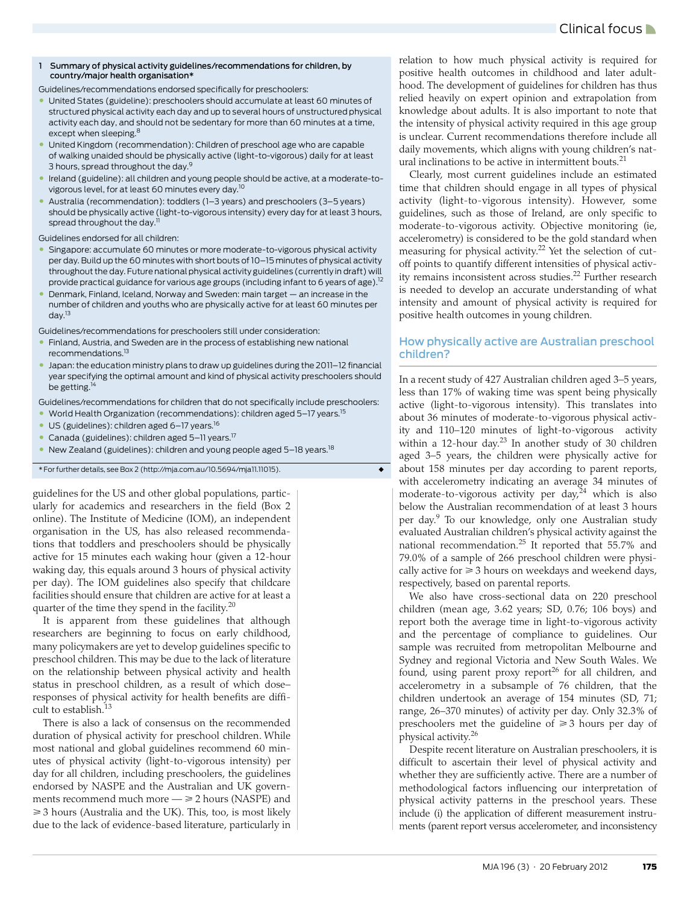**1 Summary of physical activity guidelines/recommendations for children, by country/major health organisation***

Guidelines/recommendations endorsed specifically for preschoolers:

- United States (guideline): preschoolers should accumulate at least 60 minutes of structured physical activity each day and up to several hours of unstructured physical activity each day, and should not be sedentary for more than 60 minutes at a time, except when sleeping.[8]
- United Kingdom (recommendation): Children of preschool age who are capable of walking unaided should be physically active (light-to-vigorous) daily for at least 3 hours, spread throughout the day.[9]
- Ireland (guideline): all children and young people should be active, at a moderate-to-vigorous level, for at least 60 minutes every day.[10]
- Australia (recommendation): toddlers (1–3 years) and preschoolers (3–5 years) should be physically active (light-to-vigorous intensity) every day for at least 3 hours, spread throughout the day.[11]

Guidelines endorsed for all children:

- Singapore: accumulate 60 minutes or more moderate-to-vigorous physical activity per day. Build up the 60 minutes with short bouts of 10–15 minutes of physical activity throughout the day. Future national physical activity guidelines (currently in draft) will provide practical guidance for various age groups (including infant to 6 years of age).[12]
- Denmark, Finland, Iceland, Norway and Sweden: main target — an increase in the number of children and youths who are physically active for at least 60 minutes per day.[13]

Guidelines/recommendations for preschoolers still under consideration:

- Finland, Austria, and Sweden are in the process of establishing new national recommendations.[13]
- Japan: the education ministry plans to draw up guidelines during the 2011–12 financial year specifying the optimal amount and kind of physical activity preschoolers should be getting.[14]

Guidelines/recommendations for children that do not specifically include preschoolers:

- World Health Organization (recommendations): children aged 5–17 years.[15]
- US (guidelines): children aged 6–17 years.[16]
- Canada (guidelines): children aged 5–11 years.[17]
- New Zealand (guidelines): children and young people aged 5–18 years.[18]

* For further details, see Box 2 (http://mja.com.au/10.5694/mja11.11015).

guidelines for the US and other global populations, particularly for academics and researchers in the field (Box 2 online). The Institute of Medicine (IOM), an independent organisation in the US, has also released recommendations that toddlers and preschoolers should be physically active for 15 minutes each waking hour (given a 12-hour waking day, this equals around 3 hours of physical activity per day). The IOM guidelines also specify that childcare facilities should ensure that children are active for at least a quarter of the time they spend in the facility.[20]

It is apparent from these guidelines that although researchers are beginning to focus on early childhood, many policymakers are yet to develop guidelines specific to preschool children. This may be due to the lack of literature on the relationship between physical activity and health status in preschool children, as a result of which dose–responses of physical activity for health benefits are difficult to establish.[13]

There is also a lack of consensus on the recommended duration of physical activity for preschool children. While most national and global guidelines recommend 60 minutes of physical activity (light-to-vigorous intensity) per day for all children, including preschoolers, the guidelines endorsed by NASPE and the Australian and UK governments recommend much more — ≥ 2 hours (NASPE) and ≥ 3 hours (Australia and the UK). This, too, is most likely due to the lack of evidence-based literature, particularly in relation to how much physical activity is required for positive health outcomes in childhood and later adulthood. The development of guidelines for children has thus relied heavily on expert opinion and extrapolation from knowledge about adults. It is also important to note that the intensity of physical activity required in this age group is unclear. Current recommendations therefore include all daily movements, which aligns with young children's natural inclinations to be active in intermittent bouts.[21]

Clearly, most current guidelines include an estimated time that children should engage in all types of physical activity (light-to-vigorous intensity). However, some guidelines, such as those of Ireland, are only specific to moderate-to-vigorous activity. Objective monitoring (ie, accelerometry) is considered to be the gold standard when measuring for physical activity.[22] Yet the selection of cut-off points to quantify different intensities of physical activity remains inconsistent across studies.[22] Further research is needed to develop an accurate understanding of what intensity and amount of physical activity is required for positive health outcomes in young children.

## How physically active are Australian preschool children?

In a recent study of 427 Australian children aged 3–5 years, less than 17% of waking time was spent being physically active (light-to-vigorous intensity). This translates into about 36 minutes of moderate-to-vigorous physical activity and 110–120 minutes of light-to-vigorous activity within a 12-hour day.[23] In another study of 30 children aged 3–5 years, the children were physically active for about 158 minutes per day according to parent reports, with accelerometry indicating an average 34 minutes of moderate-to-vigorous activity per day,[24] which is also below the Australian recommendation of at least 3 hours per day.[9] To our knowledge, only one Australian study evaluated Australian children's physical activity against the national recommendation.[25] It reported that 55.7% and 79.0% of a sample of 266 preschool children were physically active for ≥ 3 hours on weekdays and weekend days, respectively, based on parental reports.

We also have cross-sectional data on 220 preschool children (mean age, 3.62 years; SD, 0.76; 106 boys) and report both the average time in light-to-vigorous activity and the percentage of compliance to guidelines. Our sample was recruited from metropolitan Melbourne and Sydney and regional Victoria and New South Wales. We found, using parent proxy report[26] for all children, and accelerometry in a subsample of 76 children, that the children undertook an average of 154 minutes (SD, 71; range, 26–370 minutes) of activity per day. Only 32.3% of preschoolers met the guideline of ≥ 3 hours per day of physical activity.[26]

Despite recent literature on Australian preschoolers, it is difficult to ascertain their level of physical activity and whether they are sufficiently active. There are a number of methodological factors influencing our interpretation of physical activity patterns in the preschool years. These include (i) the application of different measurement instruments (parent report versus accelerometer, and inconsistency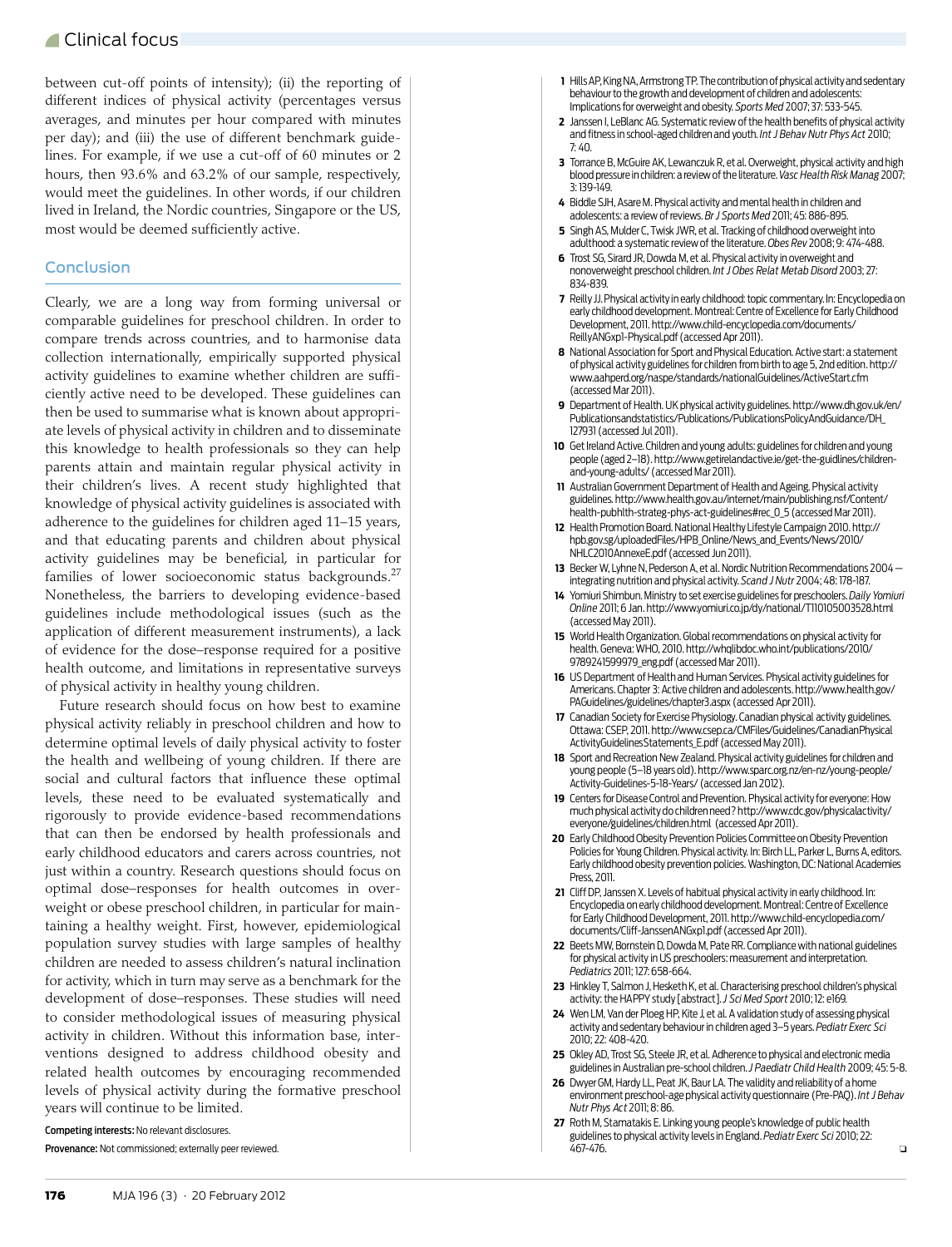between cut-off points of intensity); (ii) the reporting of different indices of physical activity (percentages versus averages, and minutes per hour compared with minutes per day); and (iii) the use of different benchmark guidelines. For example, if we use a cut-off of 60 minutes or 2 hours, then 93.6% and 63.2% of our sample, respectively, would meet the guidelines. In other words, if our children lived in Ireland, the Nordic countries, Singapore or the US, most would be deemed sufficiently active.

## Conclusion

Clearly, we are a long way from forming universal or comparable guidelines for preschool children. In order to compare trends across countries, and to harmonise data collection internationally, empirically supported physical activity guidelines to examine whether children are sufficiently active need to be developed. These guidelines can then be used to summarise what is known about appropriate levels of physical activity in children and to disseminate this knowledge to health professionals so they can help parents attain and maintain regular physical activity in their children's lives. A recent study highlighted that knowledge of physical activity guidelines is associated with adherence to the guidelines for children aged 11–15 years, and that educating parents and children about physical activity guidelines may be beneficial, in particular for families of lower socioeconomic status backgrounds.[27] Nonetheless, the barriers to developing evidence-based guidelines include methodological issues (such as the application of different measurement instruments), a lack of evidence for the dose–response required for a positive health outcome, and limitations in representative surveys of physical activity in healthy young children.

Future research should focus on how best to examine physical activity reliably in preschool children and how to determine optimal levels of daily physical activity to foster the health and wellbeing of young children. If there are social and cultural factors that influence these optimal levels, these need to be evaluated systematically and rigorously to provide evidence-based recommendations that can then be endorsed by health professionals and early childhood educators and carers across countries, not just within a country. Research questions should focus on optimal dose–responses for health outcomes in overweight or obese preschool children, in particular for maintaining a healthy weight. First, however, epidemiological population survey studies with large samples of healthy children are needed to assess children's natural inclination for activity, which in turn may serve as a benchmark for the development of dose–responses. These studies will need to consider methodological issues of measuring physical activity in children. Without this information base, interventions designed to address childhood obesity and related health outcomes by encouraging recommended levels of physical activity during the formative preschool years will continue to be limited.

**Competing interests:** No relevant disclosures.

**Provenance:** Not commissioned; externally peer reviewed.

1. Hills AP, King NA, Armstrong TP. The contribution of physical activity and sedentary behaviour to the growth and development of children and adolescents: Implications for overweight and obesity. *Sports Med* 2007; 37: 533-545.
2. Janssen I, LeBlanc AG. Systematic review of the health benefits of physical activity and fitness in school-aged children and youth. *Int J Behav Nutr Phys Act* 2010; 7: 40.
3. Torrance B, McGuire AK, Lewanczuk R, et al. Overweight, physical activity and high blood pressure in children: a review of the literature. *Vasc Health Risk Manag* 2007; 3: 139-149.
4. Biddle SJH, Asare M. Physical activity and mental health in children and adolescents: a review of reviews. *Br J Sports Med* 2011; 45: 886-895.
5. Singh AS, Mulder C, Twisk JWR, et al. Tracking of childhood overweight into adulthood: a systematic review of the literature. *Obes Rev* 2008; 9: 474-488.
6. Trost SG, Sirard JR, Dowda M, et al. Physical activity in overweight and nonoverweight preschool children. *Int J Obes Relat Metab Disord* 2003; 27: 834-839.
7. Reilly JJ. Physical activity in early childhood: topic commentary. In: Encyclopedia on early childhood development. Montreal: Centre of Excellence for Early Childhood Development, 2011. http://www.child-encyclopedia.com/documents/ReillyANGxp1-Physical.pdf (accessed Apr 2011).
8. National Association for Sport and Physical Education. Active start: a statement of physical activity guidelines for children from birth to age 5, 2nd edition. http://www.aahperd.org/naspe/standards/nationalGuidelines/ActiveStart.cfm (accessed Mar 2011).
9. Department of Health. UK physical activity guidelines. http://www.dh.gov.uk/en/Publicationsandstatistics/Publications/PublicationsPolicyAndGuidance/DH_127931 (accessed Jul 2011).
10. Get Ireland Active. Children and young adults: guidelines for children and young people (aged 2–18). http://www.getirelandactive.ie/get-the-guidlines/children-and-young-adults/ (accessed Mar 2011).
11. Australian Government Department of Health and Ageing. Physical activity guidelines. http://www.health.gov.au/internet/main/publishing.nsf/Content/health-pubhlth-strateg-phys-act-guidelines#rec_0_5 (accessed Mar 2011).
12. Health Promotion Board. National Healthy Lifestyle Campaign 2010. http://hpb.gov.sg/uploadedFiles/HPB_Online/News_and_Events/News/2010/NHLC2010AnnexeE.pdf (accessed Jun 2011).
13. Becker W, Lyhne N, Pederson A, et al. Nordic Nutrition Recommendations 2004 — integrating nutrition and physical activity. *Scand J Nutr* 2004; 48: 178-187.
14. Yomiuri Shimbun. Ministry to set exercise guidelines for preschoolers. *Daily Yomiuri Online* 2011; 6 Jan. http://www.yomiuri.co.jp/dy/national/T110105003528.html (accessed May 2011).
15. World Health Organization. Global recommendations on physical activity for health. Geneva: WHO, 2010. http://whqlibdoc.who.int/publications/2010/9789241599979_eng.pdf (accessed Mar 2011).
16. US Department of Health and Human Services. Physical activity guidelines for Americans. Chapter 3: Active children and adolescents. http://www.health.gov/PAGuidelines/guidelines/chapter3.aspx (accessed Apr 2011).
17. Canadian Society for Exercise Physiology. Canadian physical activity guidelines. Ottawa: CSEP, 2011. http://www.csep.ca/CMFiles/Guidelines/CanadianPhysicalActivityGuidelinesStatements_E.pdf (accessed May 2011).
18. Sport and Recreation New Zealand. Physical activity guidelines for children and young people (5–18 years old). http://www.sparc.org.nz/en-nz/young-people/Activity-Guidelines-5-18-Years/ (accessed Jan 2012).
19. Centers for Disease Control and Prevention. Physical activity for everyone: How much physical activity do children need? http://www.cdc.gov/physicalactivity/everyone/guidelines/children.html (accessed Apr 2011).
20. Early Childhood Obesity Prevention Policies Committee on Obesity Prevention Policies for Young Children. Physical activity. In: Birch LL, Parker L, Burns A, editors. Early childhood obesity prevention policies. Washington, DC: National Academies Press, 2011.
21. Cliff DP, Janssen X. Levels of habitual physical activity in early childhood. In: Encyclopedia on early childhood development. Montreal: Centre of Excellence for Early Childhood Development, 2011. http://www.child-encyclopedia.com/documents/Cliff-JanssenANGxp1.pdf (accessed Apr 2011).
22. Beets MW, Bornstein D, Dowda M, Pate RR. Compliance with national guidelines for physical activity in US preschoolers: measurement and interpretation. *Pediatrics* 2011; 127: 658-664.
23. Hinkley T, Salmon J, Hesketh K, et al. Characterising preschool children's physical activity: the HAPPY study [abstract]. *J Sci Med Sport* 2010; 12: e169.
24. Wen LM, Van der Ploeg HP, Kite J, et al. A validation study of assessing physical activity and sedentary behaviour in children aged 3–5 years. *Pediatr Exerc Sci* 2010; 22: 408-420.
25. Okley AD, Trost SG, Steele JR, et al. Adherence to physical and electronic media guidelines in Australian pre-school children. *J Paediatr Child Health* 2009; 45: 5-8.
26. Dwyer GM, Hardy LL, Peat JK, Baur LA. The validity and reliability of a home environment preschool-age physical activity questionnaire (Pre-PAQ). *Int J Behav Nutr Phys Act* 2011; 8: 86.
27. Roth M, Stamatakis E. Linking young people's knowledge of public health guidelines to physical activity levels in England. *Pediatr Exerc Sci* 2010; 22: 467-476.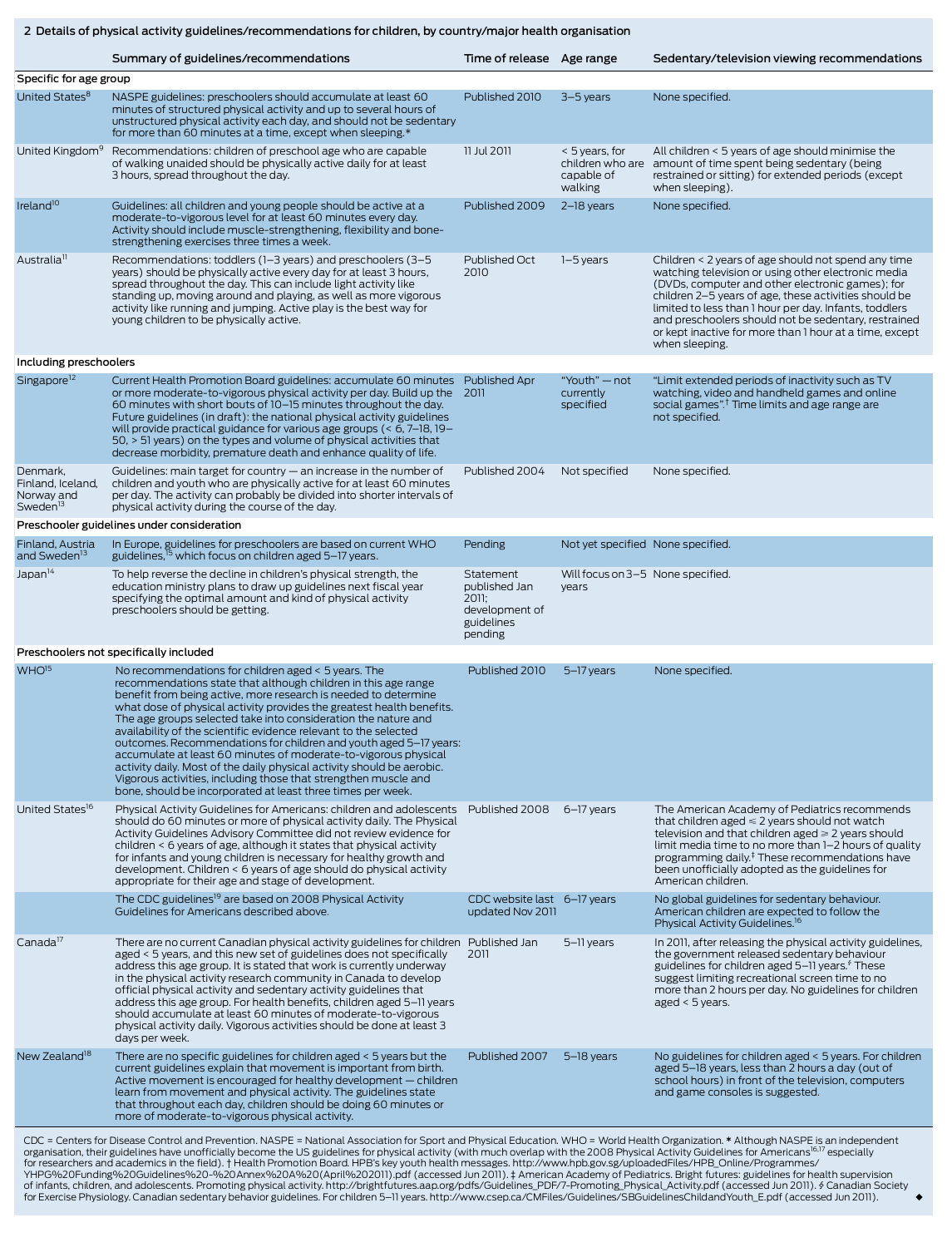**2 Details of physical activity guidelines/recommendations for children, by country/major health organisation**

| | Summary of guidelines/recommendations | Time of release | Age range | Sedentary/television viewing recommendations |
|---|---|---|---|---|
| **Specific for age group** | | | | |
| United States[8] | NASPE guidelines: preschoolers should accumulate at least 60 minutes of structured physical activity and up to several hours of unstructured physical activity each day, and should not be sedentary for more than 60 minutes at a time, except when sleeping.* | Published 2010 | 3–5 years | None specified. |
| United Kingdom[9] | Recommendations: children of preschool age who are capable of walking unaided should be physically active daily for at least 3 hours, spread throughout the day. | 11 Jul 2011 | < 5 years, for children who are capable of walking | All children < 5 years of age should minimise the amount of time spent being sedentary (being restrained or sitting) for extended periods (except when sleeping). |
| Ireland[10] | Guidelines: all children and young people should be active at a moderate-to-vigorous level for at least 60 minutes every day. Activity should include muscle-strengthening, flexibility and bone-strengthening exercises three times a week. | Published 2009 | 2–18 years | None specified. |
| Australia[11] | Recommendations: toddlers (1–3 years) and preschoolers (3–5 years) should be physically active every day for at least 3 hours, spread throughout the day. This can include light activity like standing up, moving around and playing, as well as more vigorous activity like running and jumping. Active play is the best way for young children to be physically active. | Published Oct 2010 | 1–5 years | Children < 2 years of age should not spend any time watching television or using other electronic media (DVDs, computer and other electronic games); for children 2–5 years of age, these activities should be limited to less than 1 hour per day. Infants, toddlers and preschoolers should not be sedentary, restrained or kept inactive for more than 1 hour at a time, except when sleeping. |
| **Including preschoolers** | | | | |
| Singapore[12] | Current Health Promotion Board guidelines: accumulate 60 minutes or more moderate-to-vigorous physical activity per day. Build up the 60 minutes with short bouts of 10–15 minutes throughout the day. Future guidelines (in draft): the national physical activity guidelines will provide practical guidance for various age groups (< 6, 7–18, 19–50, > 51 years) on the types and volume of physical activities that decrease morbidity, premature death and enhance quality of life. | Published Apr 2011 | "Youth" — not currently specified | "Limit extended periods of inactivity such as TV watching, video and handheld games and online social games".† Time limits and age range are not specified. |
| Denmark, Finland, Iceland, Norway and Sweden[13] | Guidelines: main target for country — an increase in the number of children and youth who are physically active for at least 60 minutes per day. The activity can probably be divided into shorter intervals of physical activity during the course of the day. | Published 2004 | Not specified | None specified. |
| **Preschooler guidelines under consideration** | | | | |
| Finland, Austria and Sweden[13] | In Europe, guidelines for preschoolers are based on current WHO guidelines,[15] which focus on children aged 5–17 years. | Pending | Not yet specified | None specified. |
| Japan[14] | To help reverse the decline in children's physical strength, the education ministry plans to draw up guidelines next fiscal year specifying the optimal amount and kind of physical activity preschoolers should be getting. | Statement published Jan 2011; development of guidelines pending | Will focus on 3–5 years | None specified. |
| **Preschoolers not specifically included** | | | | |
| WHO[15] | No recommendations for children aged < 5 years. The recommendations state that although children in this age range benefit from being active, more research is needed to determine what dose of physical activity provides the greatest health benefits. The age groups selected take into consideration the nature and availability of the scientific evidence relevant to the selected outcomes. Recommendations for children and youth aged 5–17 years: accumulate at least 60 minutes of moderate-to-vigorous physical activity daily. Most of the daily physical activity should be aerobic. Vigorous activities, including those that strengthen muscle and bone, should be incorporated at least three times per week. | Published 2010 | 5–17 years | None specified. |
| United States[16] | Physical Activity Guidelines for Americans: children and adolescents should do 60 minutes or more of physical activity daily. The Physical Activity Guidelines Advisory Committee did not review evidence for children < 6 years of age, although it states that physical activity for infants and young children is necessary for healthy growth and development. Children < 6 years of age should do physical activity appropriate for their age and stage of development. | Published 2008 | 6–17 years | The American Academy of Pediatrics recommends that children aged ≤ 2 years should not watch television and that children aged ≥ 2 years should limit media time to no more than 1–2 hours of quality programming daily.‡ These recommendations have been unofficially adopted as the guidelines for American children. |
| | The CDC guidelines[19] are based on 2008 Physical Activity Guidelines for Americans described above. | CDC website last updated Nov 2011 | 6–17 years | No global guidelines for sedentary behaviour. American children are expected to follow the Physical Activity Guidelines.[16] |
| Canada[17] | There are no current Canadian physical activity guidelines for children aged < 5 years, and this new set of guidelines does not specifically address this age group. It is stated that work is currently underway in the physical activity research community in Canada to develop official physical activity and sedentary activity guidelines that address this age group. For health benefits, children aged 5–11 years should accumulate at least 60 minutes of moderate-to-vigorous physical activity daily. Vigorous activities should be done at least 3 days per week. | Published Jan 2011 | 5–11 years | In 2011, after releasing the physical activity guidelines, the government released sedentary behaviour guidelines for children aged 5–11 years.§ These suggest limiting recreational screen time to no more than 2 hours per day. No guidelines for children aged < 5 years. |
| New Zealand[18] | There are no specific guidelines for children aged < 5 years but the current guidelines explain that movement is important from birth. Active movement is encouraged for healthy development — children learn from movement and physical activity. The guidelines state that throughout each day, children should be doing 60 minutes or more of moderate-to-vigorous physical activity. | Published 2007 | 5–18 years | No guidelines for children aged < 5 years. For children aged 5–18 years, less than 2 hours a day (out of school hours) in front of the television, computers and game consoles is suggested. |

CDC = Centers for Disease Control and Prevention. NASPE = National Association for Sport and Physical Education. WHO = World Health Organization. * Although NASPE is an independent organisation, their guidelines have unofficially become the US guidelines for physical activity (with much overlap with the 2008 Physical Activity Guidelines for Americans[16,17] especially for researchers and academics in the field). † Health Promotion Board, HPB's key youth health messages. http://www.hpb.gov.sg/uploadedFiles/HPB_Online/Programmes/YHPG%20Funding%20Guidelines%20-%20Annex%20A%20(April%202011).pdf (accessed Jun 2011). ‡ American Academy of Pediatrics. Bright futures: guidelines for health supervision of infants, children, and adolescents. Promoting physical activity. http://brightfutures.aap.org/pdfs/Guidelines_PDF/7-Promoting_Physical_Activity.pdf (accessed Jun 2011). § Canadian Society for Exercise Physiology. Canadian sedentary behavior guidelines. For children 5–11 years. http://www.csep.ca/CMFiles/Guidelines/SBGuidelinesChildandYouth_E.pdf (accessed Jun 2011). ◆